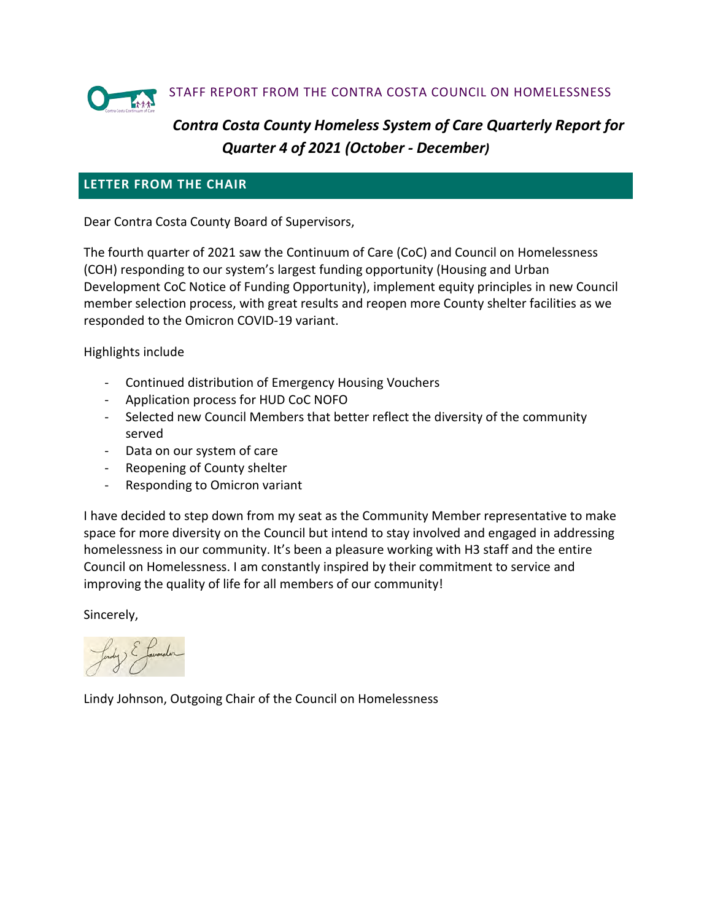STAFF REPORT FROM THE CONTRA COSTA COUNCIL ON HOMELESSNESS

# *Contra Costa County Homeless System of Care Quarterly Report for Quarter 4 of 2021 (October - December)*

## LETTER FROM THE CHAIR

Dear Contra Costa County Board of Supervisors,

The fourth quarter of 2021 saw the Continuum of Care (CoC) and Council on Homelessness (COH) responding to our system's largest funding opportunity (Housing and Urban Development CoC Notice of Funding Opportunity), implement equity principles in new Council member selection process, with great results and reopen more County shelter facilities as we responded to the Omicron COVID-19 variant.

Highlights include

- Continued distribution of Emergency Housing Vouchers
- Application process for HUD CoC NOFO
- Selected new Council Members that better reflect the diversity of the community served
- Data on our system of care
- Reopening of County shelter
- Responding to Omicron variant

I have decided to step down from my seat as the Community Member representative to make space for more diversity on the Council but intend to stay involved and engaged in addressing homelessness in our community. It's been a pleasure working with H3 staff and the entire Council on Homelessness. I am constantly inspired by their commitment to service and improving the quality of life for all members of our community!

Sincerely,

Lindy Johnson, Outgoing Chair of the Council on Homelessness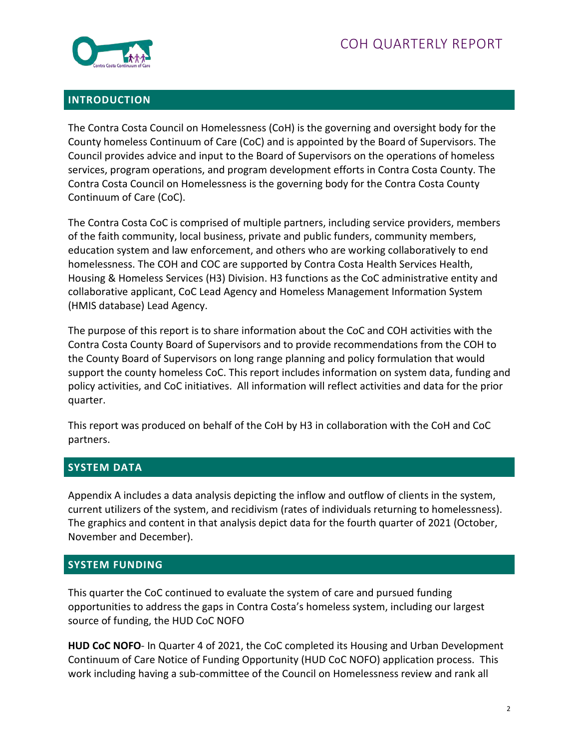## INTRODUCTION

The Contra Costa Council on Homelessness (CoH) is the governing and oversight body for the County homeless Continuum of Care (CoC) and is appointed by the Board of Supervisors. The Council provides advice and input to the Board of Supervisors on the operations of homeless services, program operations, and program development efforts in Contra Costa County. The Contra Costa Council on Homelessness is the governing body for the Contra Costa County Continuum of Care (CoC).

The Contra Costa CoC is comprised of multiple partners, including service providers, members of the faith community, local business, private and public funders, community members, education system and law enforcement, and others who are working collaboratively to end homelessness. The COH and COC are supported by Contra Costa Health Services Health, Housing & Homeless Services (H3) Division. H3 functions as the CoC administrative entity and collaborative applicant, CoC Lead Agency and Homeless Management Information System (HMIS database) Lead Agency.

The purpose of this report is to share information about the CoC and COH activities with the Contra Costa County Board of Supervisors and to provide recommendations from the COH to the County Board of Supervisors on long range planning and policy formulation that would support the county homeless CoC. This report includes information on system data, funding and policy activities, and CoC initiatives. All information will reflect activities and data for the prior quarter.

This report was produced on behalf of the CoH by H3 in collaboration with the CoH and CoC partners.

## SYSTEM DATA

Appendix A includes a data analysis depicting the inflow and outflow of clients in the system, current utilizers of the system, and recidivism (rates of individuals returning to homelessness). The graphics and content in that analysis depict data for the fourth quarter of 2021 (October, November and December).

## SYSTEM FUNDING

This quarter the CoC continued to evaluate the system of care and pursued funding opportunities to address the gaps in Contra Costa's homeless system, including our largest source of funding, the HUD CoC NOFO

**HUD CoC NOFO**- In Quarter 4 of 2021, the CoC completed its Housing and Urban Development Continuum of Care Notice of Funding Opportunity (HUD CoC NOFO) application process. This work including having a sub-committee of the Council on Homelessness review and rank all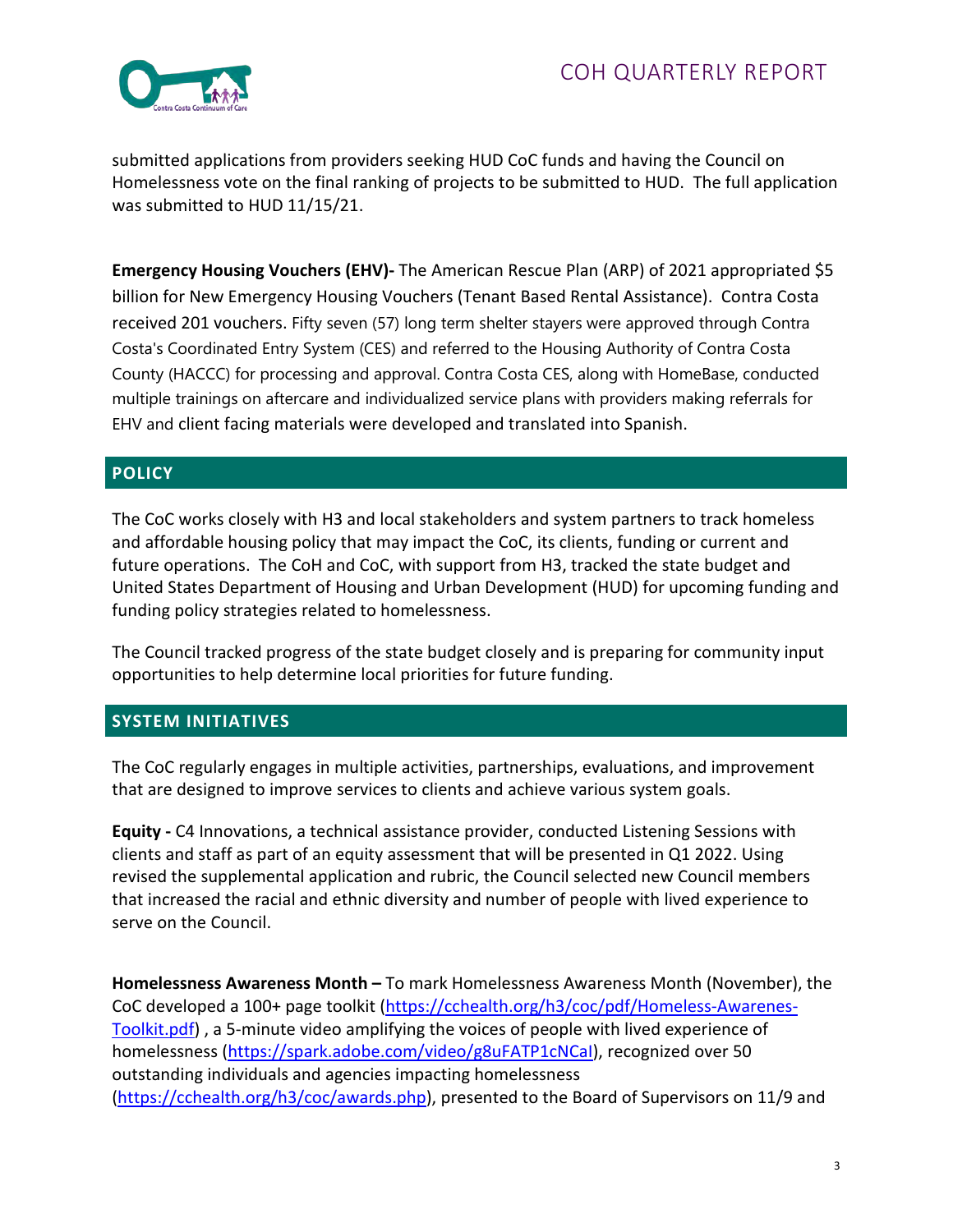submitted applications from providers seeking HUD CoC funds and having the Council on Homelessness vote on the final ranking of projects to be submitted to HUD. The full application was submitted to HUD 11/15/21.

**Emergency Housing Vouchers (EHV)-** The American Rescue Plan (ARP) of 2021 appropriated $5 billion for New Emergency Housing Vouchers (Tenant Based Rental Assistance). Contra Costa received 201 vouchers. Fifty seven (57) long term shelter stayers were approved through Contra Costa's Coordinated Entry System (CES) and referred to the Housing Authority of Contra Costa County (HACCC) for processing and approval. Contra Costa CES, along with HomeBase, conducted multiple trainings on aftercare and individualized service plans with providers making referrals for EHV and client facing materials were developed and translated into Spanish.

## POLICY

The CoC works closely with H3 and local stakeholders and system partners to track homeless and affordable housing policy that may impact the CoC, its clients, funding or current and future operations. The CoH and CoC, with support from H3, tracked the state budget and United States Department of Housing and Urban Development (HUD) for upcoming funding and funding policy strategies related to homelessness.

The Council tracked progress of the state budget closely and is preparing for community input opportunities to help determine local priorities for future funding.

## SYSTEM INITIATIVES

The CoC regularly engages in multiple activities, partnerships, evaluations, and improvement that are designed to improve services to clients and achieve various system goals.

**Equity -** C4 Innovations, a technical assistance provider, conducted Listening Sessions with clients and staff as part of an equity assessment that will be presented in Q1 2022. Using revised the supplemental application and rubric, the Council selected new Council members that increased the racial and ethnic diversity and number of people with lived experience to serve on the Council.

**Homelessness Awareness Month –** To mark Homelessness Awareness Month (November), the CoC developed a 100+ page toolkit (https://cchealth.org/h3/coc/pdf/Homeless-Awarenes-Toolkit.pdf) , a 5-minute video amplifying the voices of people with lived experience of homelessness (https://spark.adobe.com/video/g8uFATP1cNCaI), recognized over 50 outstanding individuals and agencies impacting homelessness (https://cchealth.org/h3/coc/awards.php), presented to the Board of Supervisors on 11/9 and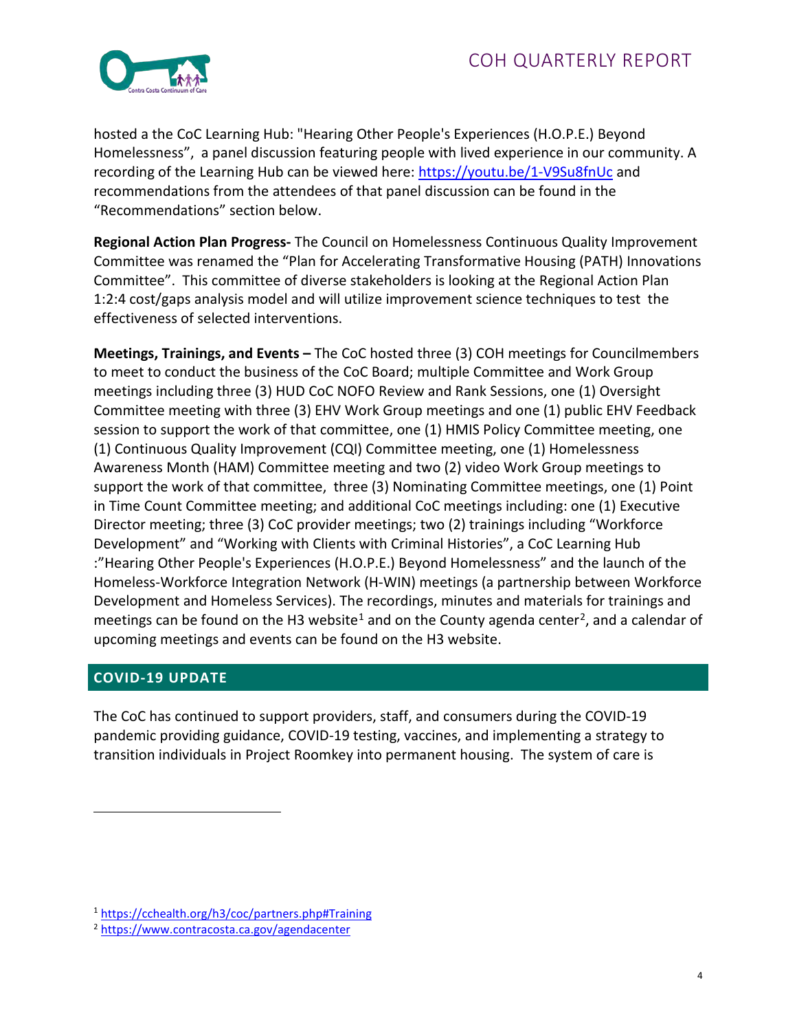hosted a the CoC Learning Hub: "Hearing Other People's Experiences (H.O.P.E.) Beyond Homelessness", a panel discussion featuring people with lived experience in our community. A recording of the Learning Hub can be viewed here: https://youtu.be/1-V9Su8fnUc and recommendations from the attendees of that panel discussion can be found in the "Recommendations" section below.

**Regional Action Plan Progress-** The Council on Homelessness Continuous Quality Improvement Committee was renamed the "Plan for Accelerating Transformative Housing (PATH) Innovations Committee". This committee of diverse stakeholders is looking at the Regional Action Plan 1:2:4 cost/gaps analysis model and will utilize improvement science techniques to test the effectiveness of selected interventions.

**Meetings, Trainings, and Events –** The CoC hosted three (3) COH meetings for Councilmembers to meet to conduct the business of the CoC Board; multiple Committee and Work Group meetings including three (3) HUD CoC NOFO Review and Rank Sessions, one (1) Oversight Committee meeting with three (3) EHV Work Group meetings and one (1) public EHV Feedback session to support the work of that committee, one (1) HMIS Policy Committee meeting, one (1) Continuous Quality Improvement (CQI) Committee meeting, one (1) Homelessness Awareness Month (HAM) Committee meeting and two (2) video Work Group meetings to support the work of that committee, three (3) Nominating Committee meetings, one (1) Point in Time Count Committee meeting; and additional CoC meetings including: one (1) Executive Director meeting; three (3) CoC provider meetings; two (2) trainings including "Workforce Development" and "Working with Clients with Criminal Histories", a CoC Learning Hub :"Hearing Other People's Experiences (H.O.P.E.) Beyond Homelessness" and the launch of the Homeless-Workforce Integration Network (H-WIN) meetings (a partnership between Workforce Development and Homeless Services). The recordings, minutes and materials for trainings and meetings can be found on the H3 website[1] and on the County agenda center[2], and a calendar of upcoming meetings and events can be found on the H3 website.

## COVID-19 UPDATE

The CoC has continued to support providers, staff, and consumers during the COVID-19 pandemic providing guidance, COVID-19 testing, vaccines, and implementing a strategy to transition individuals in Project Roomkey into permanent housing. The system of care is

---

[1] https://cchealth.org/h3/coc/partners.php#Training

[2] https://www.contracosta.ca.gov/agendacenter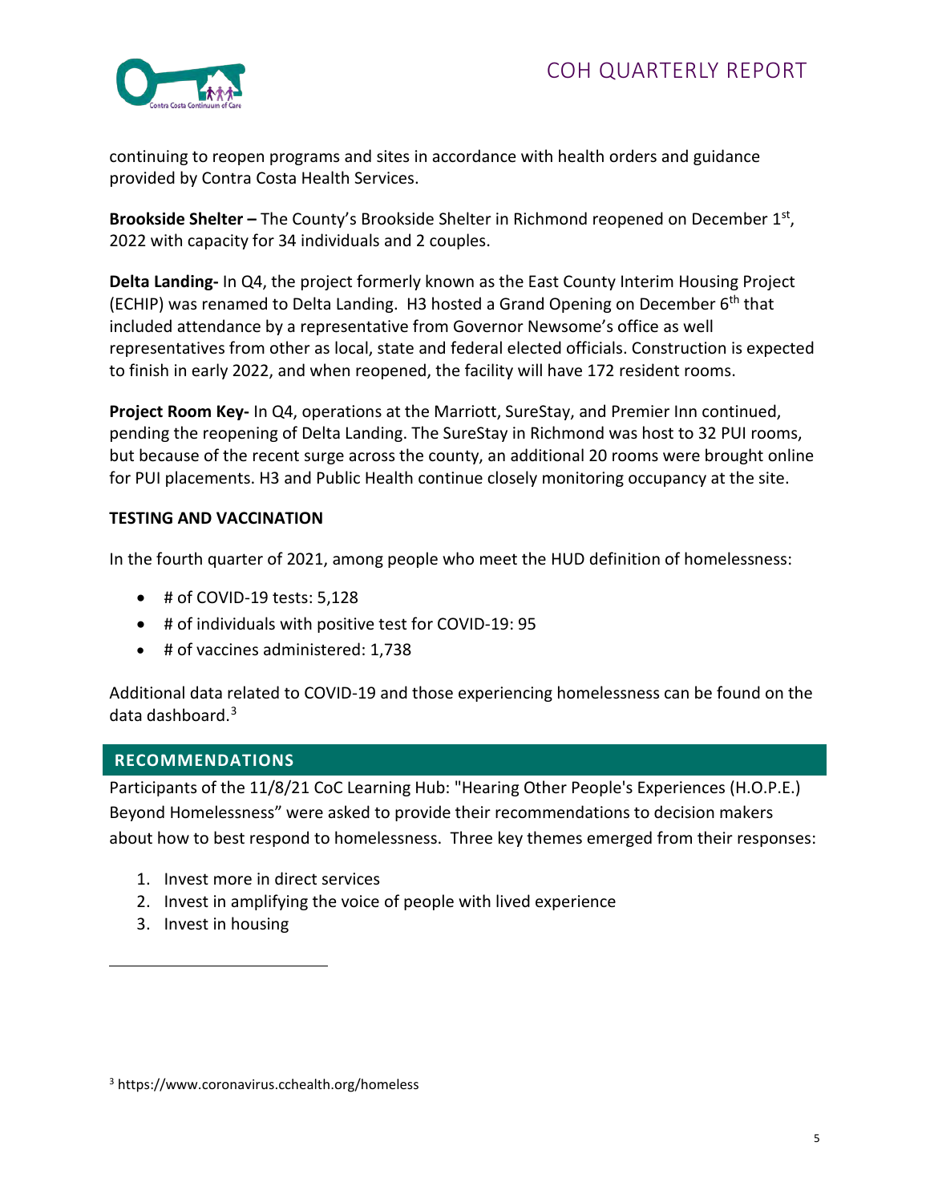continuing to reopen programs and sites in accordance with health orders and guidance provided by Contra Costa Health Services.

**Brookside Shelter –** The County's Brookside Shelter in Richmond reopened on December 1st, 2022 with capacity for 34 individuals and 2 couples.

**Delta Landing-** In Q4, the project formerly known as the East County Interim Housing Project (ECHIP) was renamed to Delta Landing. H3 hosted a Grand Opening on December 6th that included attendance by a representative from Governor Newsome's office as well representatives from other as local, state and federal elected officials. Construction is expected to finish in early 2022, and when reopened, the facility will have 172 resident rooms.

**Project Room Key-** In Q4, operations at the Marriott, SureStay, and Premier Inn continued, pending the reopening of Delta Landing. The SureStay in Richmond was host to 32 PUI rooms, but because of the recent surge across the county, an additional 20 rooms were brought online for PUI placements. H3 and Public Health continue closely monitoring occupancy at the site.

**TESTING AND VACCINATION**

In the fourth quarter of 2021, among people who meet the HUD definition of homelessness:

- # of COVID-19 tests: 5,128
- # of individuals with positive test for COVID-19: 95
- # of vaccines administered: 1,738

Additional data related to COVID-19 and those experiencing homelessness can be found on the data dashboard.[3]

## RECOMMENDATIONS

Participants of the 11/8/21 CoC Learning Hub: "Hearing Other People's Experiences (H.O.P.E.) Beyond Homelessness" were asked to provide their recommendations to decision makers about how to best respond to homelessness. Three key themes emerged from their responses:

1. Invest more in direct services
2. Invest in amplifying the voice of people with lived experience
3. Invest in housing

---

[3] https://www.coronavirus.cchealth.org/homeless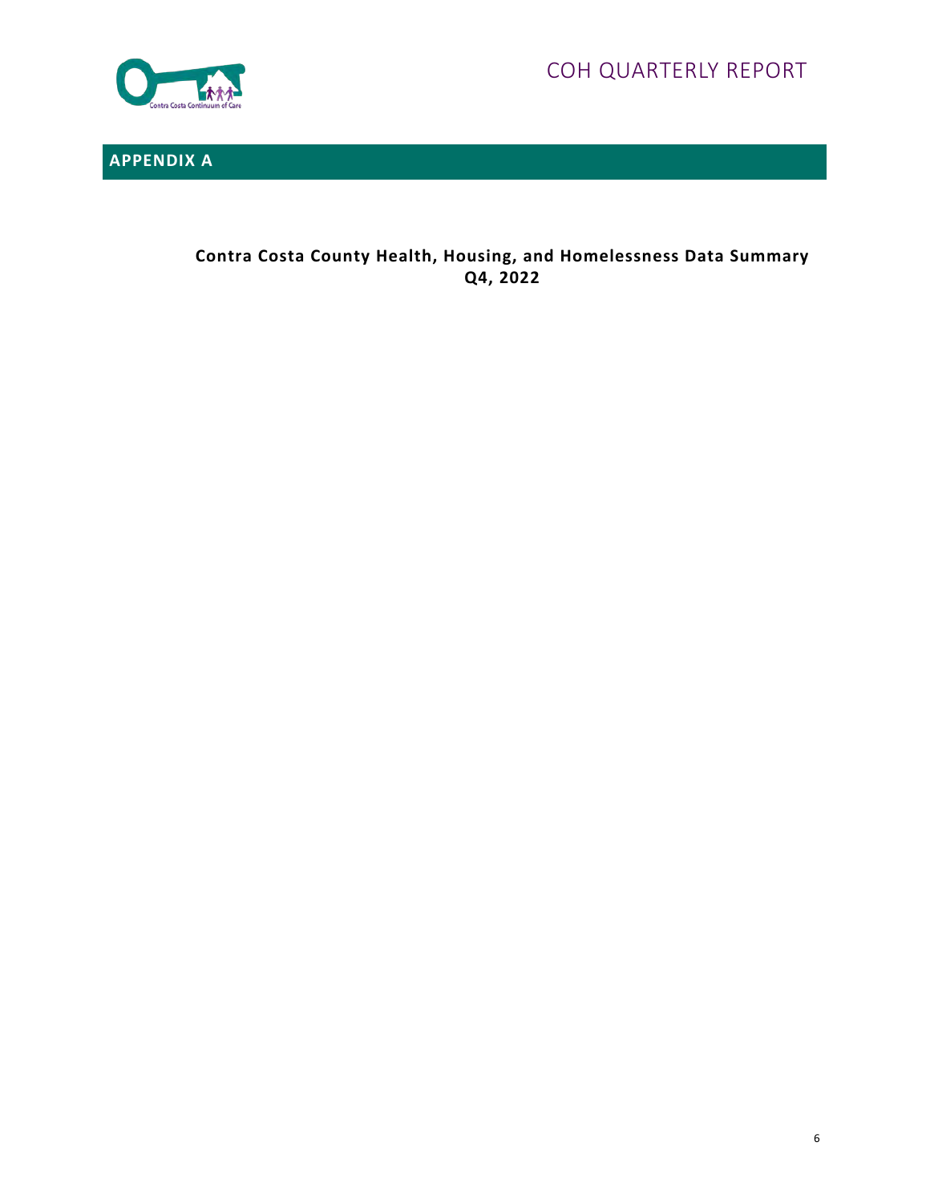## APPENDIX A

**Contra Costa County Health, Housing, and Homelessness Data Summary**
**Q4, 2022**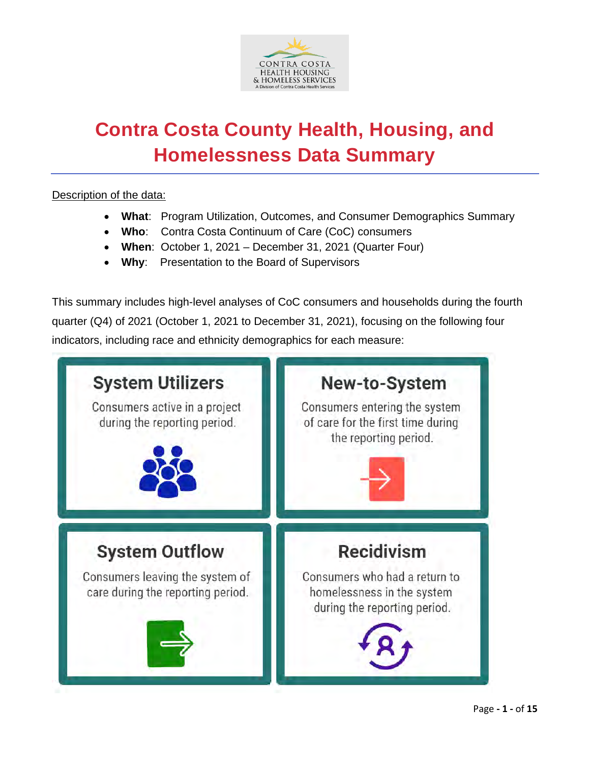CONTRA COSTA HEALTH HOUSING & HOMELESS SERVICES
A Division of Contra Costa Health Services

# Contra Costa County Health, Housing, and Homelessness Data Summary

Description of the data:

- **What**: Program Utilization, Outcomes, and Consumer Demographics Summary
- **Who**: Contra Costa Continuum of Care (CoC) consumers
- **When**: October 1, 2021 – December 31, 2021 (Quarter Four)
- **Why**: Presentation to the Board of Supervisors

This summary includes high-level analyses of CoC consumers and households during the fourth quarter (Q4) of 2021 (October 1, 2021 to December 31, 2021), focusing on the following four indicators, including race and ethnicity demographics for each measure:

**System Utilizers**

Consumers active in a project during the reporting period.

**New-to-System**

Consumers entering the system of care for the first time during the reporting period.

**System Outflow**

Consumers leaving the system of care during the reporting period.

**Recidivism**

Consumers who had a return to homelessness in the system during the reporting period.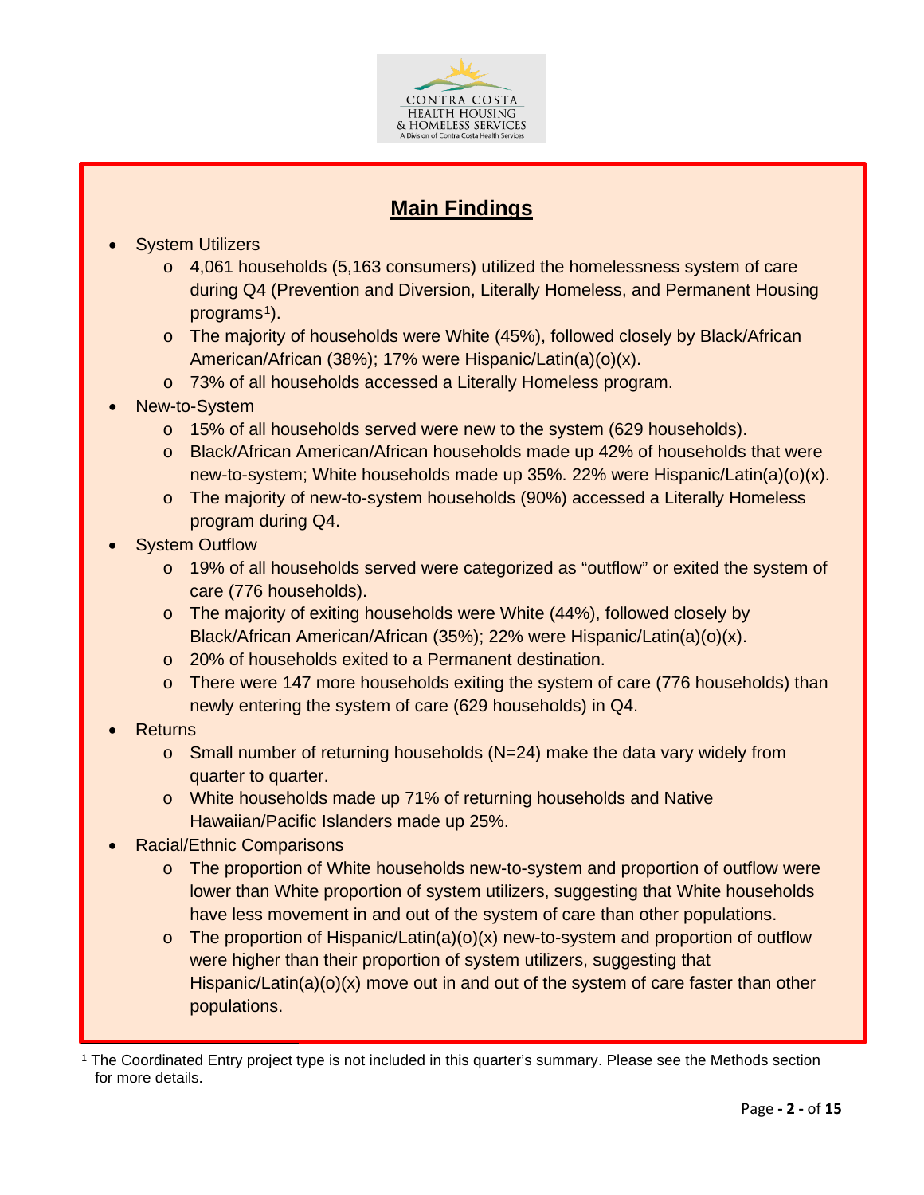## Main Findings

- System Utilizers
  - 4,061 households (5,163 consumers) utilized the homelessness system of care during Q4 (Prevention and Diversion, Literally Homeless, and Permanent Housing programs[1]).
  - The majority of households were White (45%), followed closely by Black/African American/African (38%); 17% were Hispanic/Latin(a)(o)(x).
  - 73% of all households accessed a Literally Homeless program.
- New-to-System
  - 15% of all households served were new to the system (629 households).
  - Black/African American/African households made up 42% of households that were new-to-system; White households made up 35%. 22% were Hispanic/Latin(a)(o)(x).
  - The majority of new-to-system households (90%) accessed a Literally Homeless program during Q4.
- System Outflow
  - 19% of all households served were categorized as "outflow" or exited the system of care (776 households).
  - The majority of exiting households were White (44%), followed closely by Black/African American/African (35%); 22% were Hispanic/Latin(a)(o)(x).
  - 20% of households exited to a Permanent destination.
  - There were 147 more households exiting the system of care (776 households) than newly entering the system of care (629 households) in Q4.
- Returns
  - Small number of returning households (N=24) make the data vary widely from quarter to quarter.
  - White households made up 71% of returning households and Native Hawaiian/Pacific Islanders made up 25%.
- Racial/Ethnic Comparisons
  - The proportion of White households new-to-system and proportion of outflow were lower than White proportion of system utilizers, suggesting that White households have less movement in and out of the system of care than other populations.
  - The proportion of Hispanic/Latin(a)(o)(x) new-to-system and proportion of outflow were higher than their proportion of system utilizers, suggesting that Hispanic/Latin(a)(o)(x) move out in and out of the system of care faster than other populations.

[1] The Coordinated Entry project type is not included in this quarter's summary. Please see the Methods section for more details.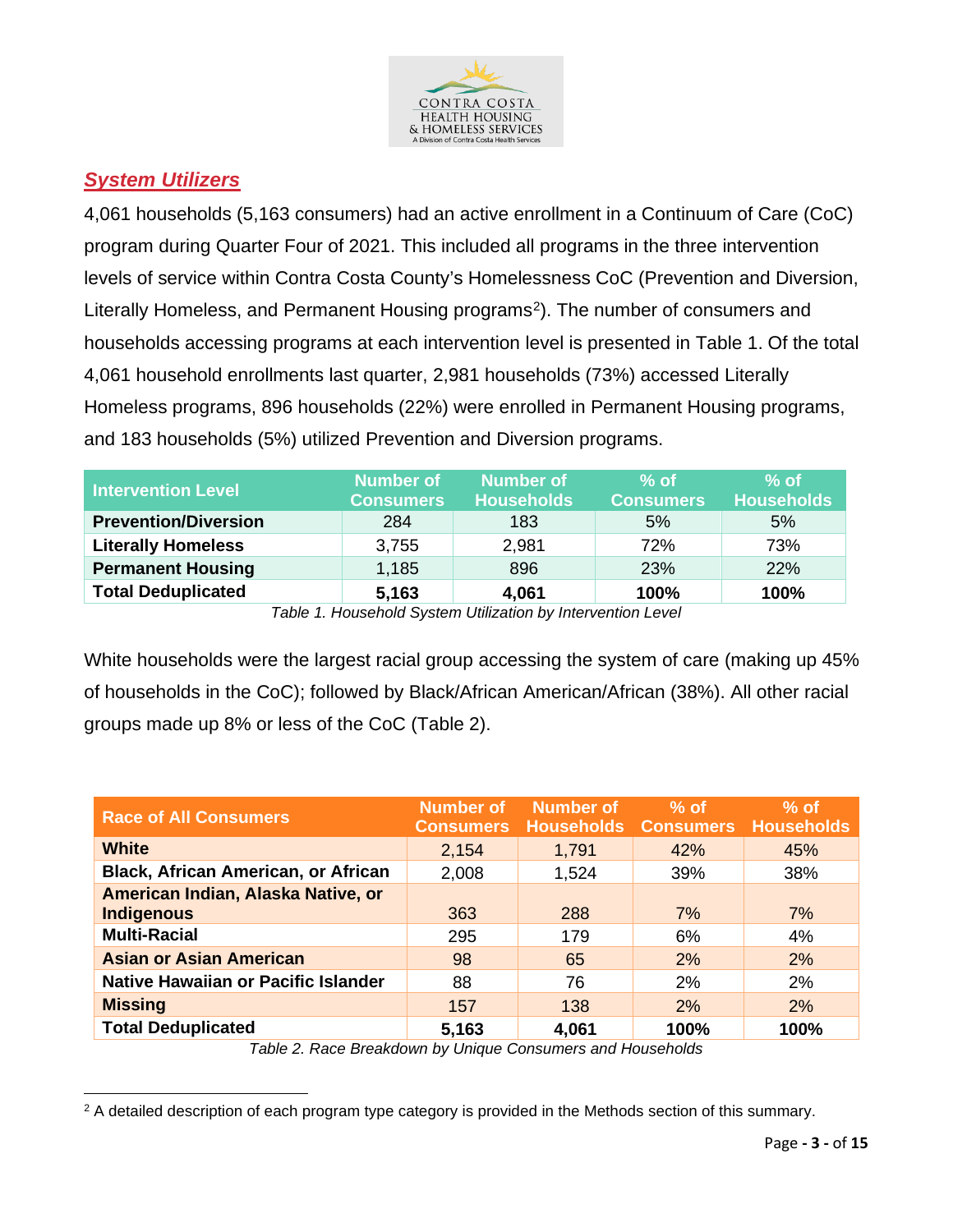## System Utilizers

4,061 households (5,163 consumers) had an active enrollment in a Continuum of Care (CoC) program during Quarter Four of 2021. This included all programs in the three intervention levels of service within Contra Costa County's Homelessness CoC (Prevention and Diversion, Literally Homeless, and Permanent Housing programs[2]). The number of consumers and households accessing programs at each intervention level is presented in Table 1. Of the total 4,061 household enrollments last quarter, 2,981 households (73%) accessed Literally Homeless programs, 896 households (22%) were enrolled in Permanent Housing programs, and 183 households (5%) utilized Prevention and Diversion programs.

| Intervention Level | Number of Consumers | Number of Households | % of Consumers | % of Households |
|---|---|---|---|---|
| **Prevention/Diversion** | 284 | 183 | 5% | 5% |
| **Literally Homeless** | 3,755 | 2,981 | 72% | 73% |
| **Permanent Housing** | 1,185 | 896 | 23% | 22% |
| **Total Deduplicated** | **5,163** | **4,061** | **100%** | **100%** |

*Table 1. Household System Utilization by Intervention Level*

White households were the largest racial group accessing the system of care (making up 45% of households in the CoC); followed by Black/African American/African (38%). All other racial groups made up 8% or less of the CoC (Table 2).

| Race of All Consumers | Number of Consumers | Number of Households | % of Consumers | % of Households |
|---|---|---|---|---|
| **White** | 2,154 | 1,791 | 42% | 45% |
| **Black, African American, or African** | 2,008 | 1,524 | 39% | 38% |
| **American Indian, Alaska Native, or Indigenous** | 363 | 288 | 7% | 7% |
| **Multi-Racial** | 295 | 179 | 6% | 4% |
| **Asian or Asian American** | 98 | 65 | 2% | 2% |
| **Native Hawaiian or Pacific Islander** | 88 | 76 | 2% | 2% |
| **Missing** | 157 | 138 | 2% | 2% |
| **Total Deduplicated** | **5,163** | **4,061** | **100%** | **100%** |

*Table 2. Race Breakdown by Unique Consumers and Households*

[2] A detailed description of each program type category is provided in the Methods section of this summary.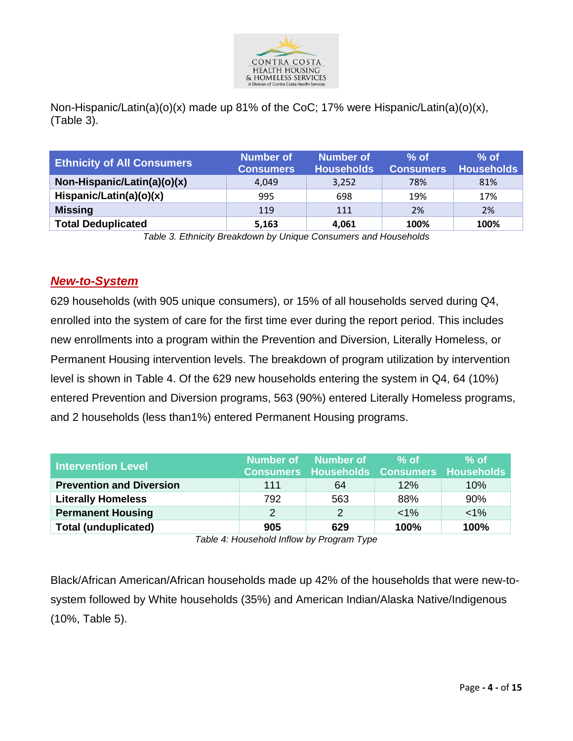Non-Hispanic/Latin(a)(o)(x) made up 81% of the CoC; 17% were Hispanic/Latin(a)(o)(x), (Table 3).

| Ethnicity of All Consumers | Number of Consumers | Number of Households | % of Consumers | % of Households |
|---|---|---|---|---|
| **Non-Hispanic/Latin(a)(o)(x)** | 4,049 | 3,252 | 78% | 81% |
| **Hispanic/Latin(a)(o)(x)** | 995 | 698 | 19% | 17% |
| **Missing** | 119 | 111 | 2% | 2% |
| **Total Deduplicated** | **5,163** | **4,061** | **100%** | **100%** |

*Table 3. Ethnicity Breakdown by Unique Consumers and Households*

## ***New-to-System***

629 households (with 905 unique consumers), or 15% of all households served during Q4, enrolled into the system of care for the first time ever during the report period. This includes new enrollments into a program within the Prevention and Diversion, Literally Homeless, or Permanent Housing intervention levels. The breakdown of program utilization by intervention level is shown in Table 4. Of the 629 new households entering the system in Q4, 64 (10%) entered Prevention and Diversion programs, 563 (90%) entered Literally Homeless programs, and 2 households (less than1%) entered Permanent Housing programs.

| Intervention Level | Number of Consumers | Number of Households | % of Consumers | % of Households |
|---|---|---|---|---|
| **Prevention and Diversion** | 111 | 64 | 12% | 10% |
| **Literally Homeless** | 792 | 563 | 88% | 90% |
| **Permanent Housing** | 2 | 2 | <1% | <1% |
| **Total (unduplicated)** | **905** | **629** | **100%** | **100%** |

*Table 4: Household Inflow by Program Type*

Black/African American/African households made up 42% of the households that were new-to-system followed by White households (35%) and American Indian/Alaska Native/Indigenous (10%, Table 5).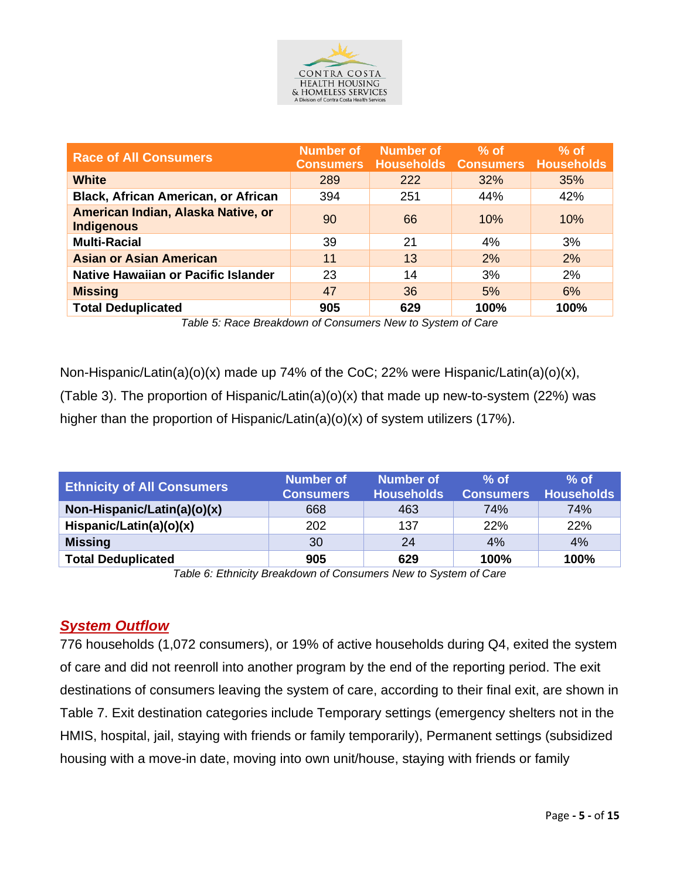| Race of All Consumers | Number of Consumers | Number of Households | % of Consumers | % of Households |
|---|---|---|---|---|
| **White** | 289 | 222 | 32% | 35% |
| **Black, African American, or African** | 394 | 251 | 44% | 42% |
| **American Indian, Alaska Native, or Indigenous** | 90 | 66 | 10% | 10% |
| **Multi-Racial** | 39 | 21 | 4% | 3% |
| **Asian or Asian American** | 11 | 13 | 2% | 2% |
| **Native Hawaiian or Pacific Islander** | 23 | 14 | 3% | 2% |
| **Missing** | 47 | 36 | 5% | 6% |
| **Total Deduplicated** | **905** | **629** | **100%** | **100%** |

*Table 5: Race Breakdown of Consumers New to System of Care*

Non-Hispanic/Latin(a)(o)(x) made up 74% of the CoC; 22% were Hispanic/Latin(a)(o)(x), (Table 3). The proportion of Hispanic/Latin(a)(o)(x) that made up new-to-system (22%) was higher than the proportion of Hispanic/Latin(a)(o)(x) of system utilizers (17%).

| Ethnicity of All Consumers | Number of Consumers | Number of Households | % of Consumers | % of Households |
|---|---|---|---|---|
| **Non-Hispanic/Latin(a)(o)(x)** | 668 | 463 | 74% | 74% |
| **Hispanic/Latin(a)(o)(x)** | 202 | 137 | 22% | 22% |
| **Missing** | 30 | 24 | 4% | 4% |
| **Total Deduplicated** | **905** | **629** | **100%** | **100%** |

*Table 6: Ethnicity Breakdown of Consumers New to System of Care*

## ***System Outflow***

776 households (1,072 consumers), or 19% of active households during Q4, exited the system of care and did not reenroll into another program by the end of the reporting period. The exit destinations of consumers leaving the system of care, according to their final exit, are shown in Table 7. Exit destination categories include Temporary settings (emergency shelters not in the HMIS, hospital, jail, staying with friends or family temporarily), Permanent settings (subsidized housing with a move-in date, moving into own unit/house, staying with friends or family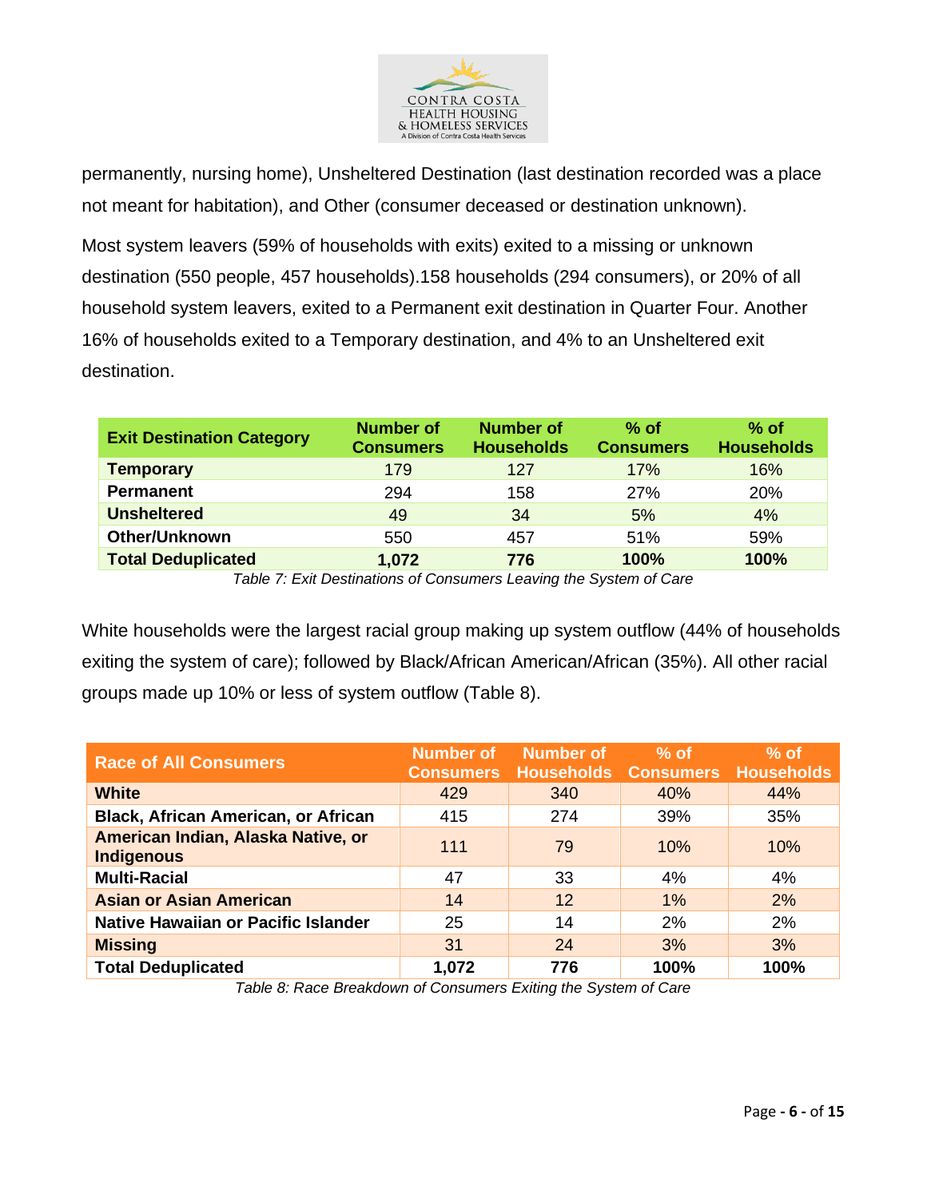permanently, nursing home), Unsheltered Destination (last destination recorded was a place not meant for habitation), and Other (consumer deceased or destination unknown).

Most system leavers (59% of households with exits) exited to a missing or unknown destination (550 people, 457 households).158 households (294 consumers), or 20% of all household system leavers, exited to a Permanent exit destination in Quarter Four. Another 16% of households exited to a Temporary destination, and 4% to an Unsheltered exit destination.

| Exit Destination Category | Number of Consumers | Number of Households | % of Consumers | % of Households |
|---|---|---|---|---|
| **Temporary** | 179 | 127 | 17% | 16% |
| **Permanent** | 294 | 158 | 27% | 20% |
| **Unsheltered** | 49 | 34 | 5% | 4% |
| **Other/Unknown** | 550 | 457 | 51% | 59% |
| **Total Deduplicated** | **1,072** | **776** | **100%** | **100%** |

*Table 7: Exit Destinations of Consumers Leaving the System of Care*

White households were the largest racial group making up system outflow (44% of households exiting the system of care); followed by Black/African American/African (35%). All other racial groups made up 10% or less of system outflow (Table 8).

| Race of All Consumers | Number of Consumers | Number of Households | % of Consumers | % of Households |
|---|---|---|---|---|
| **White** | 429 | 340 | 40% | 44% |
| **Black, African American, or African** | 415 | 274 | 39% | 35% |
| **American Indian, Alaska Native, or Indigenous** | 111 | 79 | 10% | 10% |
| **Multi-Racial** | 47 | 33 | 4% | 4% |
| **Asian or Asian American** | 14 | 12 | 1% | 2% |
| **Native Hawaiian or Pacific Islander** | 25 | 14 | 2% | 2% |
| **Missing** | 31 | 24 | 3% | 3% |
| **Total Deduplicated** | **1,072** | **776** | **100%** | **100%** |

*Table 8: Race Breakdown of Consumers Exiting the System of Care*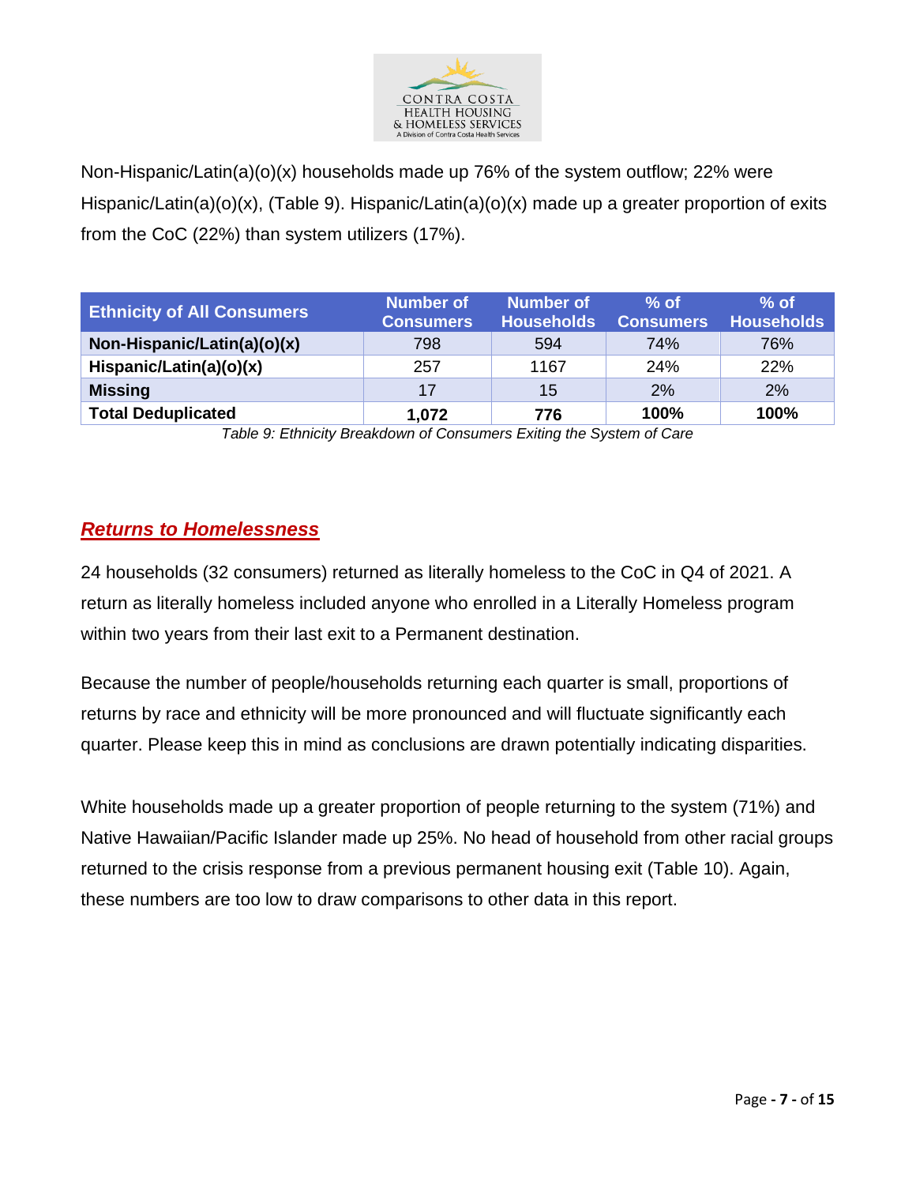Non-Hispanic/Latin(a)(o)(x) households made up 76% of the system outflow; 22% were Hispanic/Latin(a)(o)(x), (Table 9). Hispanic/Latin(a)(o)(x) made up a greater proportion of exits from the CoC (22%) than system utilizers (17%).

| Ethnicity of All Consumers | Number of Consumers | Number of Households | % of Consumers | % of Households |
|---|---|---|---|---|
| **Non-Hispanic/Latin(a)(o)(x)** | 798 | 594 | 74% | 76% |
| **Hispanic/Latin(a)(o)(x)** | 257 | 1167 | 24% | 22% |
| **Missing** | 17 | 15 | 2% | 2% |
| **Total Deduplicated** | **1,072** | **776** | **100%** | **100%** |

*Table 9: Ethnicity Breakdown of Consumers Exiting the System of Care*

## ***Returns to Homelessness***

24 households (32 consumers) returned as literally homeless to the CoC in Q4 of 2021. A return as literally homeless included anyone who enrolled in a Literally Homeless program within two years from their last exit to a Permanent destination.

Because the number of people/households returning each quarter is small, proportions of returns by race and ethnicity will be more pronounced and will fluctuate significantly each quarter. Please keep this in mind as conclusions are drawn potentially indicating disparities.

White households made up a greater proportion of people returning to the system (71%) and Native Hawaiian/Pacific Islander made up 25%. No head of household from other racial groups returned to the crisis response from a previous permanent housing exit (Table 10). Again, these numbers are too low to draw comparisons to other data in this report.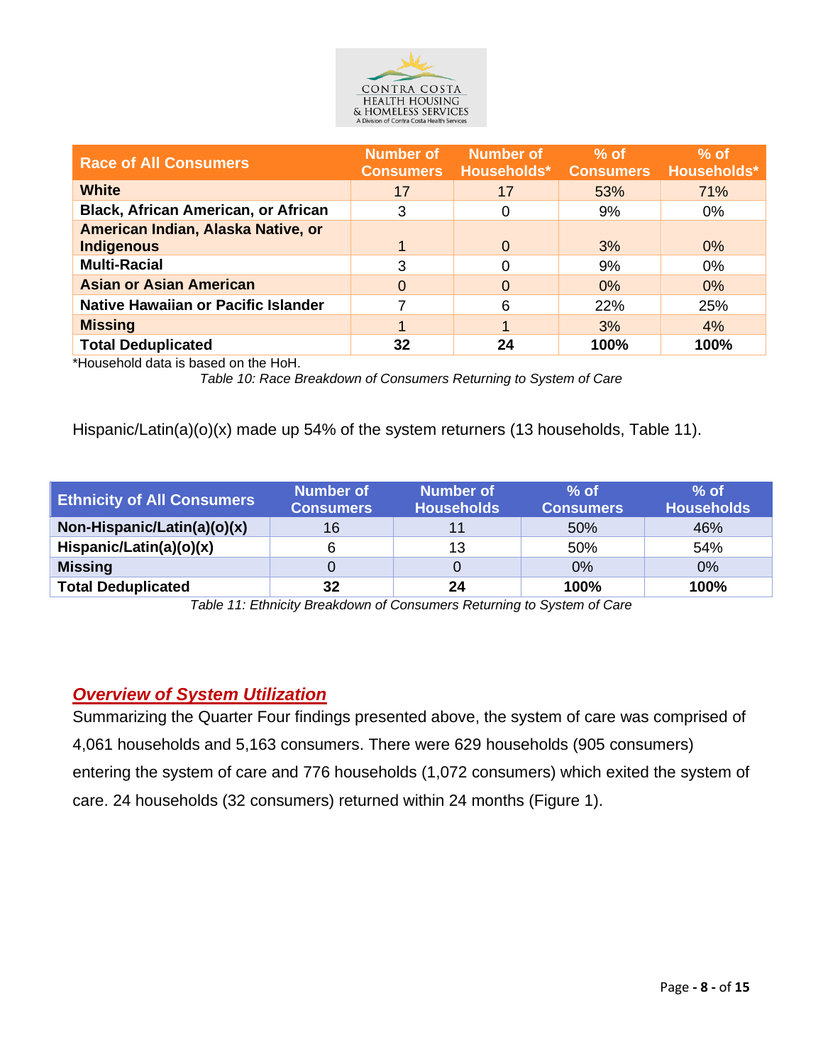| Race of All Consumers | Number of Consumers | Number of Households* | % of Consumers | % of Households* |
|---|---|---|---|---|
| **White** | 17 | 17 | 53% | 71% |
| **Black, African American, or African** | 3 | 0 | 9% | 0% |
| **American Indian, Alaska Native, or Indigenous** | 1 | 0 | 3% | 0% |
| **Multi-Racial** | 3 | 0 | 9% | 0% |
| **Asian or Asian American** | 0 | 0 | 0% | 0% |
| **Native Hawaiian or Pacific Islander** | 7 | 6 | 22% | 25% |
| **Missing** | 1 | 1 | 3% | 4% |
| **Total Deduplicated** | **32** | **24** | **100%** | **100%** |

*Household data is based on the HoH.

*Table 10: Race Breakdown of Consumers Returning to System of Care*

Hispanic/Latin(a)(o)(x) made up 54% of the system returners (13 households, Table 11).

| Ethnicity of All Consumers | Number of Consumers | Number of Households | % of Consumers | % of Households |
|---|---|---|---|---|
| **Non-Hispanic/Latin(a)(o)(x)** | 16 | 11 | 50% | 46% |
| **Hispanic/Latin(a)(o)(x)** | 6 | 13 | 50% | 54% |
| **Missing** | 0 | 0 | 0% | 0% |
| **Total Deduplicated** | **32** | **24** | **100%** | **100%** |

*Table 11: Ethnicity Breakdown of Consumers Returning to System of Care*

## *Overview of System Utilization*

Summarizing the Quarter Four findings presented above, the system of care was comprised of 4,061 households and 5,163 consumers. There were 629 households (905 consumers) entering the system of care and 776 households (1,072 consumers) which exited the system of care. 24 households (32 consumers) returned within 24 months (Figure 1).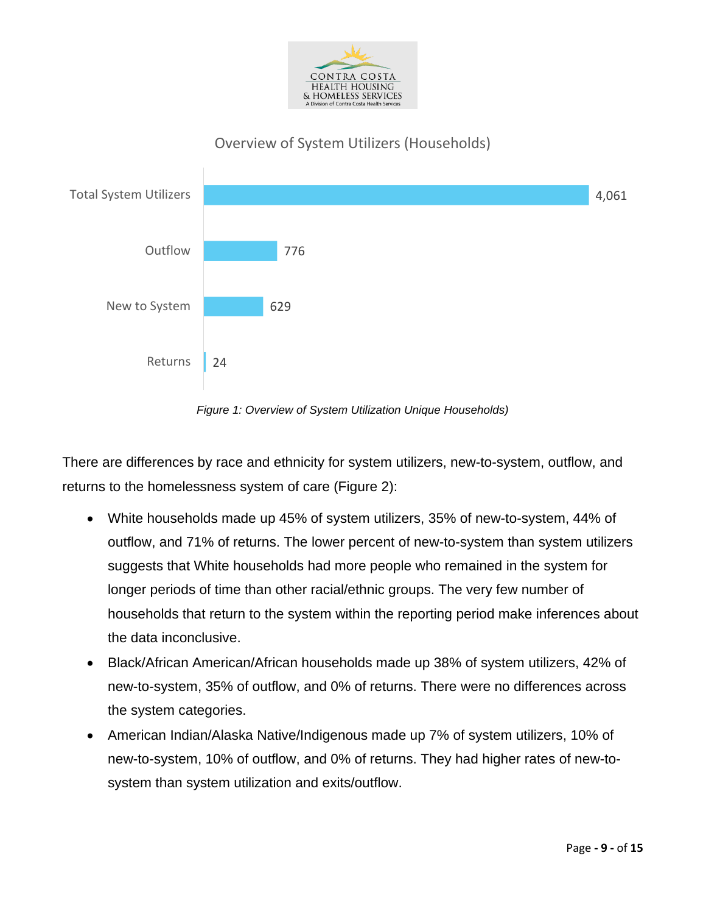Overview of System Utilizers (Households)

| Category | Households |
| --- | --- |
| Total System Utilizers | 4,061 |
| Outflow | 776 |
| New to System | 629 |
| Returns | 24 |

*Figure 1: Overview of System Utilization Unique Households)*

There are differences by race and ethnicity for system utilizers, new-to-system, outflow, and returns to the homelessness system of care (Figure 2):

- White households made up 45% of system utilizers, 35% of new-to-system, 44% of outflow, and 71% of returns. The lower percent of new-to-system than system utilizers suggests that White households had more people who remained in the system for longer periods of time than other racial/ethnic groups. The very few number of households that return to the system within the reporting period make inferences about the data inconclusive.
- Black/African American/African households made up 38% of system utilizers, 42% of new-to-system, 35% of outflow, and 0% of returns. There were no differences across the system categories.
- American Indian/Alaska Native/Indigenous made up 7% of system utilizers, 10% of new-to-system, 10% of outflow, and 0% of returns. They had higher rates of new-to-system than system utilization and exits/outflow.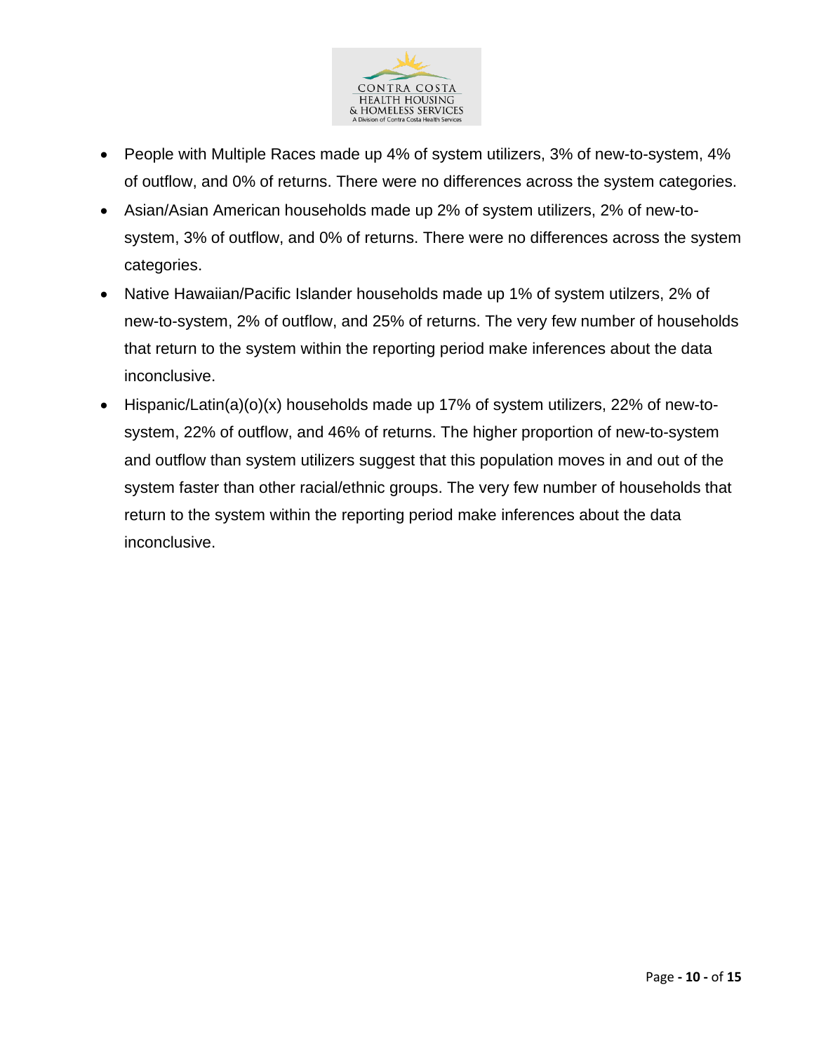- People with Multiple Races made up 4% of system utilizers, 3% of new-to-system, 4% of outflow, and 0% of returns. There were no differences across the system categories.
- Asian/Asian American households made up 2% of system utilizers, 2% of new-to-system, 3% of outflow, and 0% of returns. There were no differences across the system categories.
- Native Hawaiian/Pacific Islander households made up 1% of system utilzers, 2% of new-to-system, 2% of outflow, and 25% of returns. The very few number of households that return to the system within the reporting period make inferences about the data inconclusive.
- Hispanic/Latin(a)(o)(x) households made up 17% of system utilizers, 22% of new-to-system, 22% of outflow, and 46% of returns. The higher proportion of new-to-system and outflow than system utilizers suggest that this population moves in and out of the system faster than other racial/ethnic groups. The very few number of households that return to the system within the reporting period make inferences about the data inconclusive.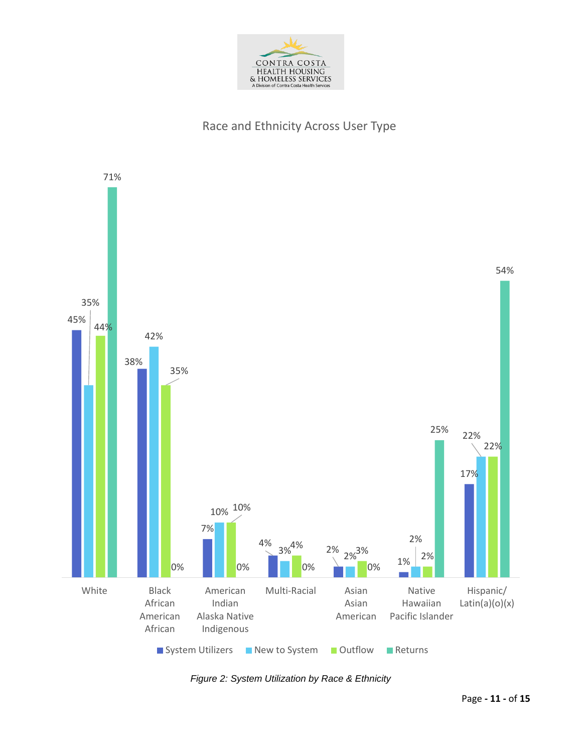Race and Ethnicity Across User Type

| | System Utilizers | New to System | Outflow | Returns |
|---|---|---|---|---|
| White | 45% | 35% | 44% | 71% |
| Black African American African | 38% | 42% | 35% | 0% |
| American Indian Alaska Native Indigenous | 7% | 10% | 10% | 0% |
| Multi-Racial | 4% | 3% | 4% | 0% |
| Asian Asian American | 2% | 2% | 3% | 0% |
| Native Hawaiian Pacific Islander | 1% | 2% | 2% | 25% |
| Hispanic/ Latin(a)(o)(x) | 17% | 22% | 22% | 54% |

*Figure 2: System Utilization by Race & Ethnicity*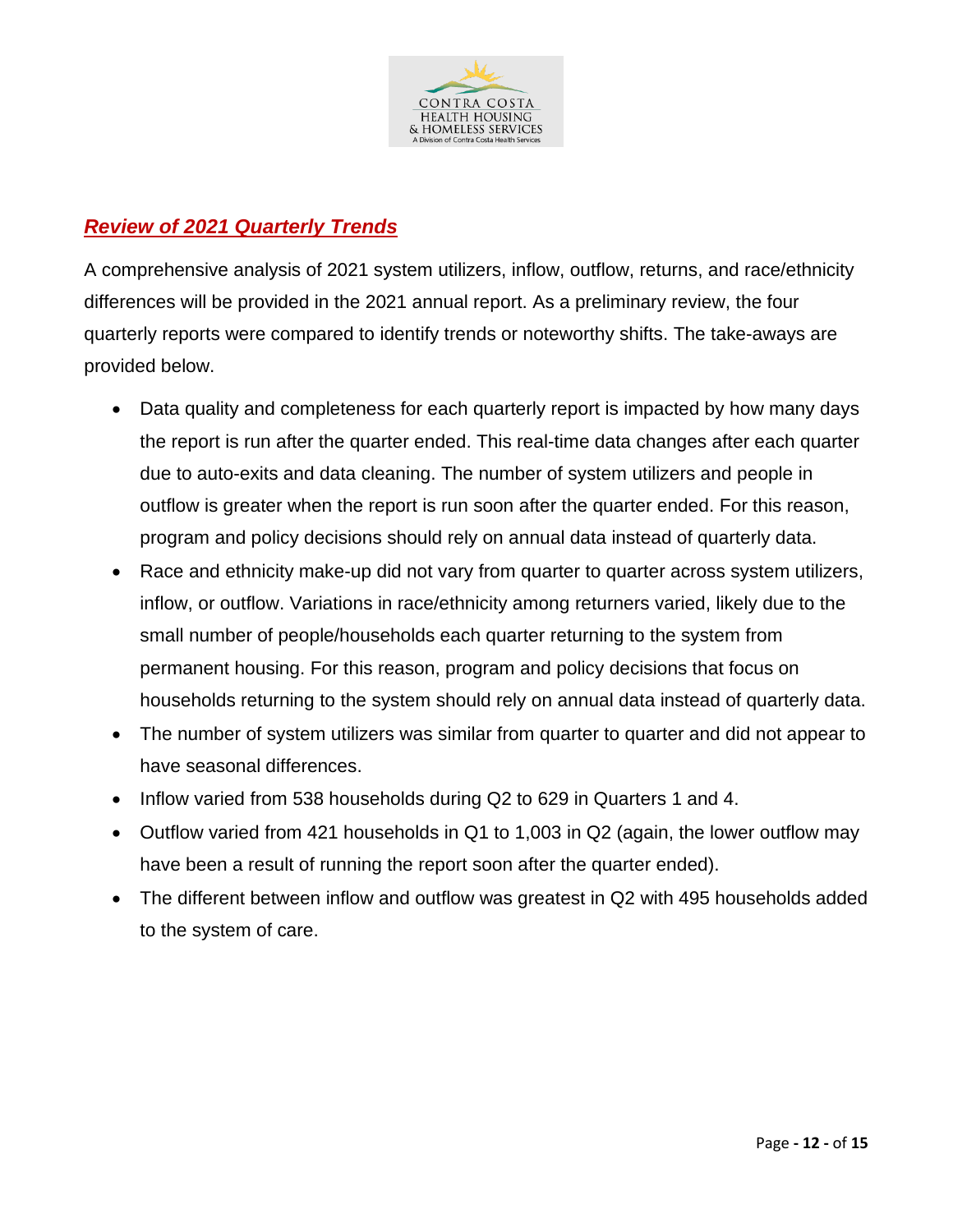## ***Review of 2021 Quarterly Trends***

A comprehensive analysis of 2021 system utilizers, inflow, outflow, returns, and race/ethnicity differences will be provided in the 2021 annual report. As a preliminary review, the four quarterly reports were compared to identify trends or noteworthy shifts. The take-aways are provided below.

- Data quality and completeness for each quarterly report is impacted by how many days the report is run after the quarter ended. This real-time data changes after each quarter due to auto-exits and data cleaning. The number of system utilizers and people in outflow is greater when the report is run soon after the quarter ended. For this reason, program and policy decisions should rely on annual data instead of quarterly data.
- Race and ethnicity make-up did not vary from quarter to quarter across system utilizers, inflow, or outflow. Variations in race/ethnicity among returners varied, likely due to the small number of people/households each quarter returning to the system from permanent housing. For this reason, program and policy decisions that focus on households returning to the system should rely on annual data instead of quarterly data.
- The number of system utilizers was similar from quarter to quarter and did not appear to have seasonal differences.
- Inflow varied from 538 households during Q2 to 629 in Quarters 1 and 4.
- Outflow varied from 421 households in Q1 to 1,003 in Q2 (again, the lower outflow may have been a result of running the report soon after the quarter ended).
- The different between inflow and outflow was greatest in Q2 with 495 households added to the system of care.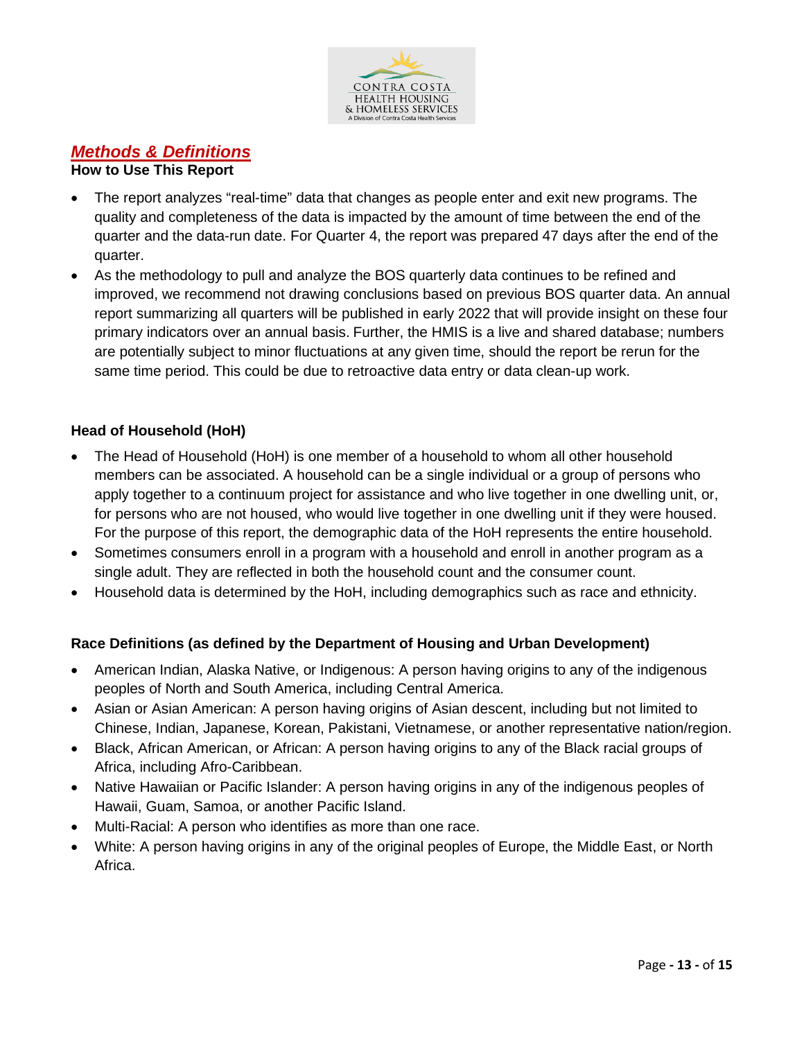## ***Methods & Definitions***

**How to Use This Report**

- The report analyzes “real-time” data that changes as people enter and exit new programs. The quality and completeness of the data is impacted by the amount of time between the end of the quarter and the data-run date. For Quarter 4, the report was prepared 47 days after the end of the quarter.
- As the methodology to pull and analyze the BOS quarterly data continues to be refined and improved, we recommend not drawing conclusions based on previous BOS quarter data. An annual report summarizing all quarters will be published in early 2022 that will provide insight on these four primary indicators over an annual basis. Further, the HMIS is a live and shared database; numbers are potentially subject to minor fluctuations at any given time, should the report be rerun for the same time period. This could be due to retroactive data entry or data clean-up work.

**Head of Household (HoH)**

- The Head of Household (HoH) is one member of a household to whom all other household members can be associated. A household can be a single individual or a group of persons who apply together to a continuum project for assistance and who live together in one dwelling unit, or, for persons who are not housed, who would live together in one dwelling unit if they were housed. For the purpose of this report, the demographic data of the HoH represents the entire household.
- Sometimes consumers enroll in a program with a household and enroll in another program as a single adult. They are reflected in both the household count and the consumer count.
- Household data is determined by the HoH, including demographics such as race and ethnicity.

**Race Definitions (as defined by the Department of Housing and Urban Development)**

- American Indian, Alaska Native, or Indigenous: A person having origins to any of the indigenous peoples of North and South America, including Central America.
- Asian or Asian American: A person having origins of Asian descent, including but not limited to Chinese, Indian, Japanese, Korean, Pakistani, Vietnamese, or another representative nation/region.
- Black, African American, or African: A person having origins to any of the Black racial groups of Africa, including Afro-Caribbean.
- Native Hawaiian or Pacific Islander: A person having origins in any of the indigenous peoples of Hawaii, Guam, Samoa, or another Pacific Island.
- Multi-Racial: A person who identifies as more than one race.
- White: A person having origins in any of the original peoples of Europe, the Middle East, or North Africa.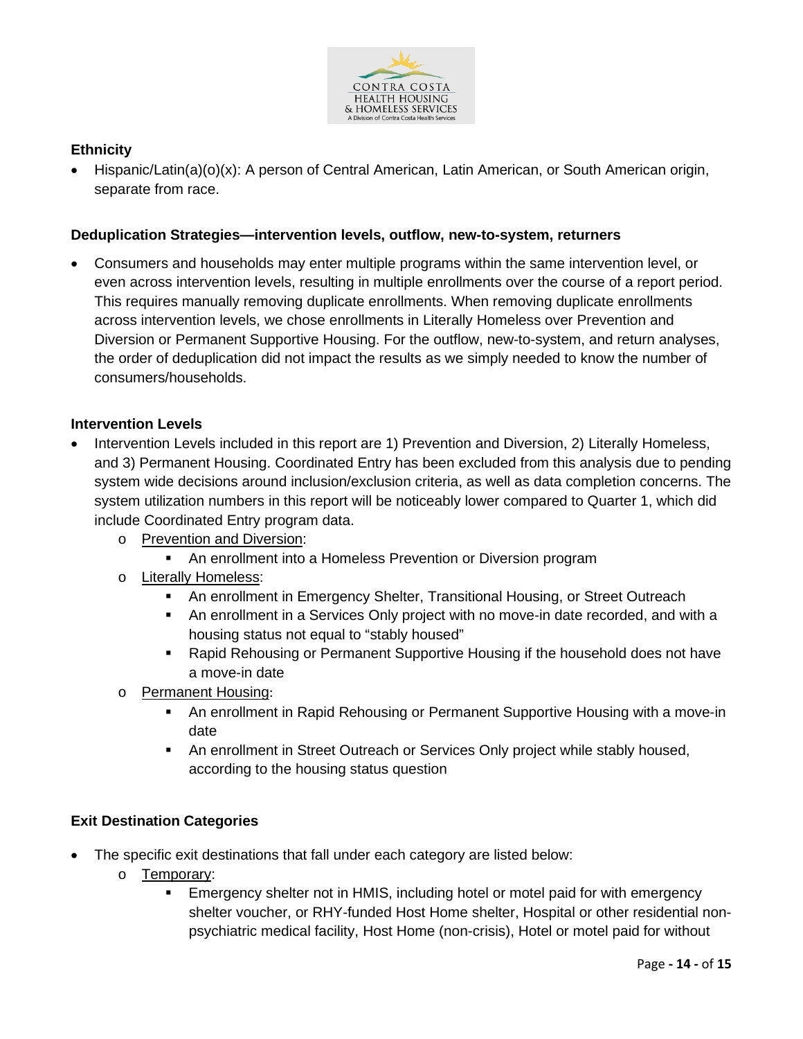### Ethnicity

- Hispanic/Latin(a)(o)(x): A person of Central American, Latin American, or South American origin, separate from race.

### Deduplication Strategies—intervention levels, outflow, new-to-system, returners

- Consumers and households may enter multiple programs within the same intervention level, or even across intervention levels, resulting in multiple enrollments over the course of a report period. This requires manually removing duplicate enrollments. When removing duplicate enrollments across intervention levels, we chose enrollments in Literally Homeless over Prevention and Diversion or Permanent Supportive Housing. For the outflow, new-to-system, and return analyses, the order of deduplication did not impact the results as we simply needed to know the number of consumers/households.

### Intervention Levels

- Intervention Levels included in this report are 1) Prevention and Diversion, 2) Literally Homeless, and 3) Permanent Housing. Coordinated Entry has been excluded from this analysis due to pending system wide decisions around inclusion/exclusion criteria, as well as data completion concerns. The system utilization numbers in this report will be noticeably lower compared to Quarter 1, which did include Coordinated Entry program data.
  - Prevention and Diversion:
    - An enrollment into a Homeless Prevention or Diversion program
  - Literally Homeless:
    - An enrollment in Emergency Shelter, Transitional Housing, or Street Outreach
    - An enrollment in a Services Only project with no move-in date recorded, and with a housing status not equal to "stably housed"
    - Rapid Rehousing or Permanent Supportive Housing if the household does not have a move-in date
  - Permanent Housing:
    - An enrollment in Rapid Rehousing or Permanent Supportive Housing with a move-in date
    - An enrollment in Street Outreach or Services Only project while stably housed, according to the housing status question

### Exit Destination Categories

- The specific exit destinations that fall under each category are listed below:
  - Temporary:
    - Emergency shelter not in HMIS, including hotel or motel paid for with emergency shelter voucher, or RHY-funded Host Home shelter, Hospital or other residential non-psychiatric medical facility, Host Home (non-crisis), Hotel or motel paid for without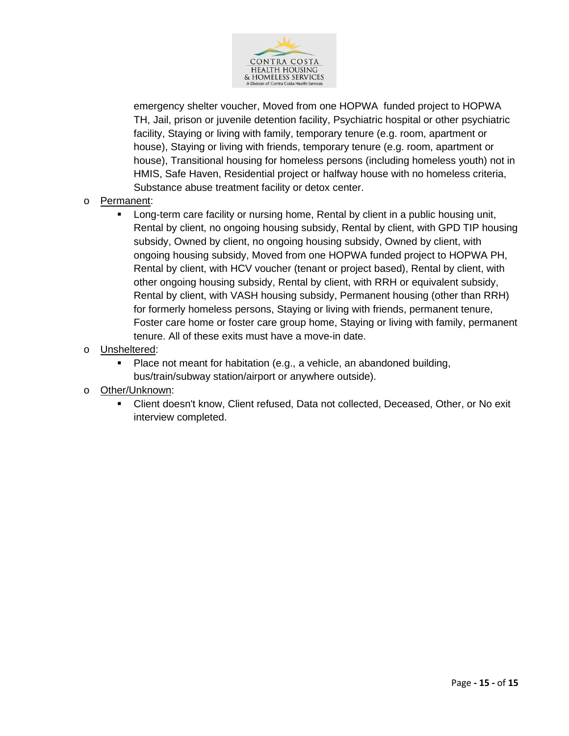emergency shelter voucher, Moved from one HOPWA funded project to HOPWA TH, Jail, prison or juvenile detention facility, Psychiatric hospital or other psychiatric facility, Staying or living with family, temporary tenure (e.g. room, apartment or house), Staying or living with friends, temporary tenure (e.g. room, apartment or house), Transitional housing for homeless persons (including homeless youth) not in HMIS, Safe Haven, Residential project or halfway house with no homeless criteria, Substance abuse treatment facility or detox center.

- <u>Permanent</u>:
  - Long-term care facility or nursing home, Rental by client in a public housing unit, Rental by client, no ongoing housing subsidy, Rental by client, with GPD TIP housing subsidy, Owned by client, no ongoing housing subsidy, Owned by client, with ongoing housing subsidy, Moved from one HOPWA funded project to HOPWA PH, Rental by client, with HCV voucher (tenant or project based), Rental by client, with other ongoing housing subsidy, Rental by client, with RRH or equivalent subsidy, Rental by client, with VASH housing subsidy, Permanent housing (other than RRH) for formerly homeless persons, Staying or living with friends, permanent tenure, Foster care home or foster care group home, Staying or living with family, permanent tenure. All of these exits must have a move-in date.
- <u>Unsheltered</u>:
  - Place not meant for habitation (e.g., a vehicle, an abandoned building, bus/train/subway station/airport or anywhere outside).
- <u>Other/Unknown</u>:
  - Client doesn't know, Client refused, Data not collected, Deceased, Other, or No exit interview completed.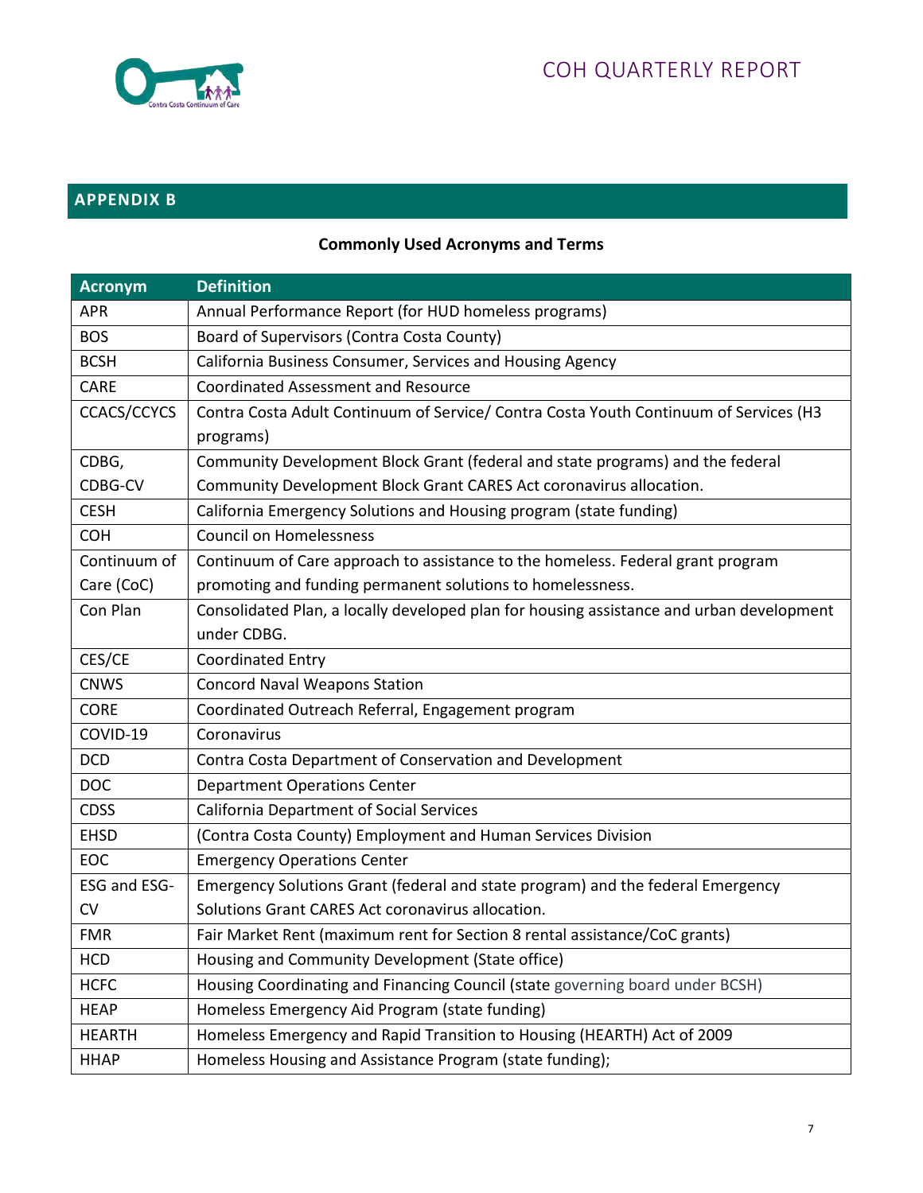## APPENDIX B

**Commonly Used Acronyms and Terms**

| Acronym | Definition |
|---|---|
| APR | Annual Performance Report (for HUD homeless programs) |
| BOS | Board of Supervisors (Contra Costa County) |
| BCSH | California Business Consumer, Services and Housing Agency |
| CARE | Coordinated Assessment and Resource |
| CCACS/CCYCS | Contra Costa Adult Continuum of Service/ Contra Costa Youth Continuum of Services (H3 programs) |
| CDBG, CDBG-CV | Community Development Block Grant (federal and state programs) and the federal Community Development Block Grant CARES Act coronavirus allocation. |
| CESH | California Emergency Solutions and Housing program (state funding) |
| COH | Council on Homelessness |
| Continuum of Care (CoC) | Continuum of Care approach to assistance to the homeless. Federal grant program promoting and funding permanent solutions to homelessness. |
| Con Plan | Consolidated Plan, a locally developed plan for housing assistance and urban development under CDBG. |
| CES/CE | Coordinated Entry |
| CNWS | Concord Naval Weapons Station |
| CORE | Coordinated Outreach Referral, Engagement program |
| COVID-19 | Coronavirus |
| DCD | Contra Costa Department of Conservation and Development |
| DOC | Department Operations Center |
| CDSS | California Department of Social Services |
| EHSD | (Contra Costa County) Employment and Human Services Division |
| EOC | Emergency Operations Center |
| ESG and ESG-CV | Emergency Solutions Grant (federal and state program) and the federal Emergency Solutions Grant CARES Act coronavirus allocation. |
| FMR | Fair Market Rent (maximum rent for Section 8 rental assistance/CoC grants) |
| HCD | Housing and Community Development (State office) |
| HCFC | Housing Coordinating and Financing Council (state governing board under BCSH) |
| HEAP | Homeless Emergency Aid Program (state funding) |
| HEARTH | Homeless Emergency and Rapid Transition to Housing (HEARTH) Act of 2009 |
| HHAP | Homeless Housing and Assistance Program (state funding); |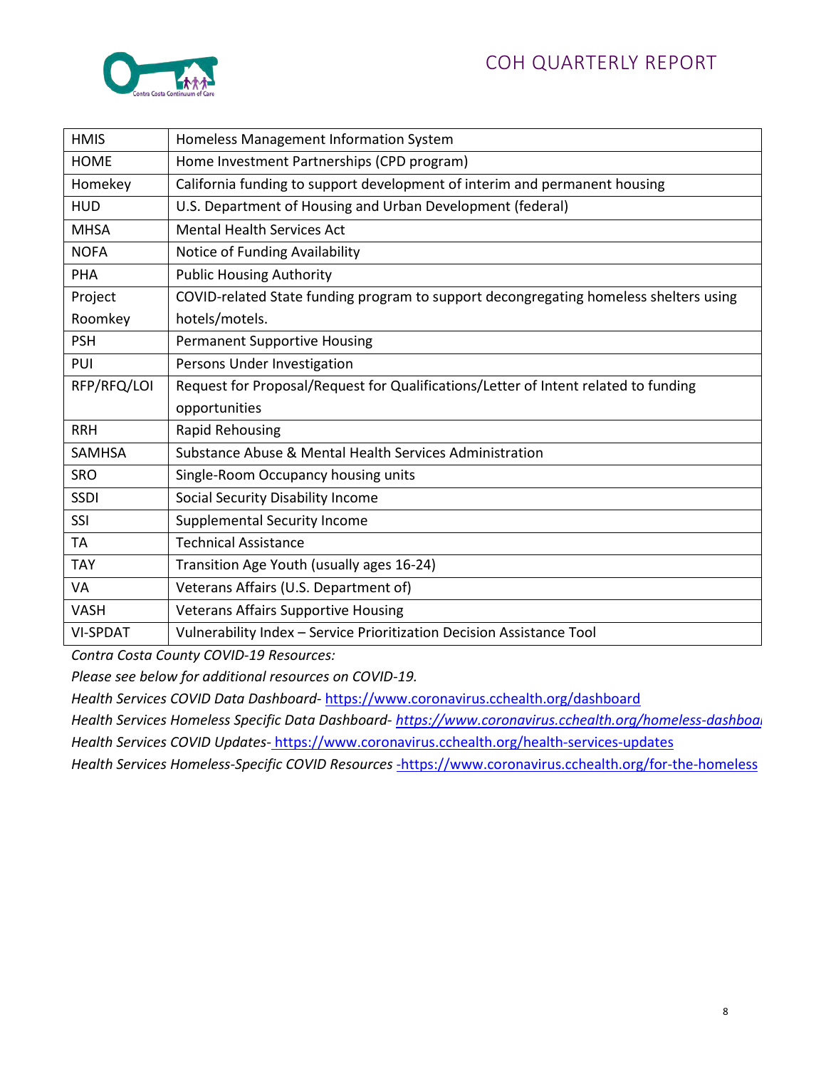| | |
|---|---|
| HMIS | Homeless Management Information System |
| HOME | Home Investment Partnerships (CPD program) |
| Homekey | California funding to support development of interim and permanent housing |
| HUD | U.S. Department of Housing and Urban Development (federal) |
| MHSA | Mental Health Services Act |
| NOFA | Notice of Funding Availability |
| PHA | Public Housing Authority |
| Project Roomkey | COVID-related State funding program to support decongregating homeless shelters using hotels/motels. |
| PSH | Permanent Supportive Housing |
| PUI | Persons Under Investigation |
| RFP/RFQ/LOI | Request for Proposal/Request for Qualifications/Letter of Intent related to funding opportunities |
| RRH | Rapid Rehousing |
| SAMHSA | Substance Abuse & Mental Health Services Administration |
| SRO | Single-Room Occupancy housing units |
| SSDI | Social Security Disability Income |
| SSI | Supplemental Security Income |
| TA | Technical Assistance |
| TAY | Transition Age Youth (usually ages 16-24) |
| VA | Veterans Affairs (U.S. Department of) |
| VASH | Veterans Affairs Supportive Housing |
| VI-SPDAT | Vulnerability Index – Service Prioritization Decision Assistance Tool |

*Contra Costa County COVID-19 Resources:*

*Please see below for additional resources on COVID-19.*

*Health Services COVID Data Dashboard-* https://www.coronavirus.cchealth.org/dashboard

*Health Services Homeless Specific Data Dashboard-* *https://www.coronavirus.cchealth.org/homeless-dashboa*

*Health Services COVID Updates-* https://www.coronavirus.cchealth.org/health-services-updates

*Health Services Homeless-Specific COVID Resources* -https://www.coronavirus.cchealth.org/for-the-homeless